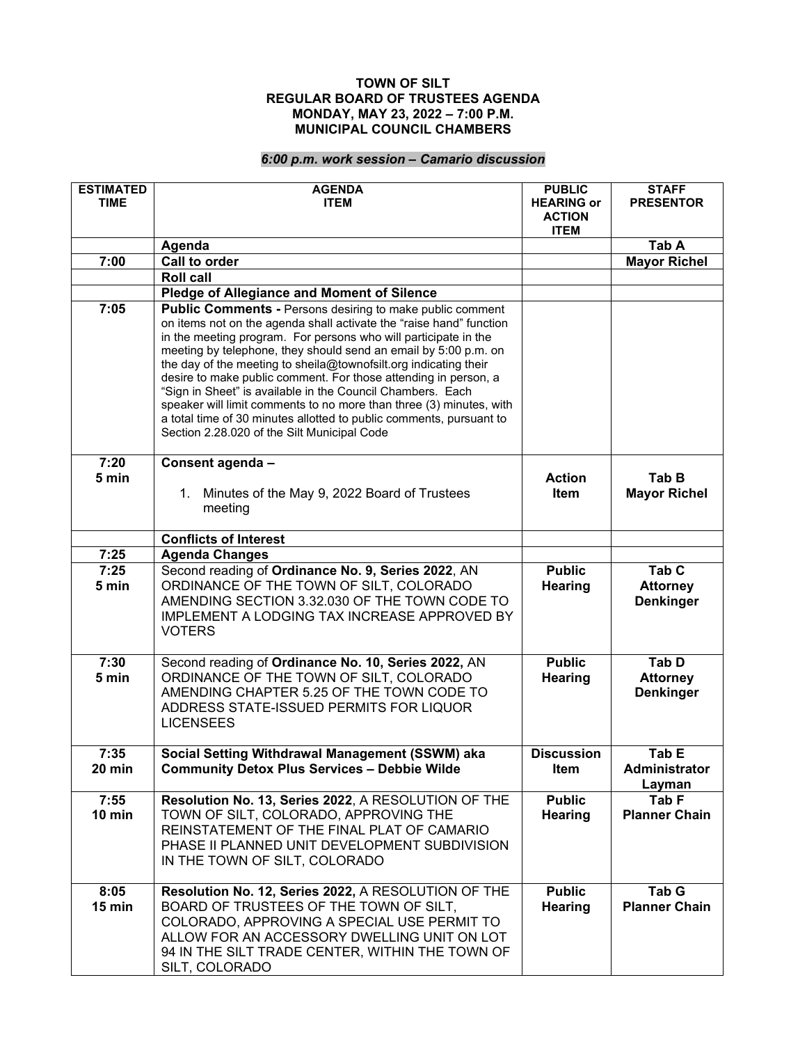**TOWN OF SILT**
**REGULAR BOARD OF TRUSTEES AGENDA**
**MONDAY, MAY 23, 2022 – 7:00 P.M.**
**MUNICIPAL COUNCIL CHAMBERS**

***6:00 p.m. work session – Camario discussion***

| ESTIMATED TIME | AGENDA ITEM | PUBLIC HEARING or ACTION ITEM | STAFF PRESENTOR |
|---|---|---|---|
| | **Agenda** | | **Tab A** |
| **7:00** | **Call to order** | | **Mayor Richel** |
| | **Roll call** | | |
| | **Pledge of Allegiance and Moment of Silence** | | |
| **7:05** | **Public Comments -** Persons desiring to make public comment on items not on the agenda shall activate the "raise hand" function in the meeting program. For persons who will participate in the meeting by telephone, they should send an email by 5:00 p.m. on the day of the meeting to sheila@townofsilt.org indicating their desire to make public comment. For those attending in person, a "Sign in Sheet" is available in the Council Chambers. Each speaker will limit comments to no more than three (3) minutes, with a total time of 30 minutes allotted to public comments, pursuant to Section 2.28.020 of the Silt Municipal Code | | |
| **7:20 5 min** | **Consent agenda –** 1. Minutes of the May 9, 2022 Board of Trustees meeting | **Action Item** | **Tab B Mayor Richel** |
| | **Conflicts of Interest** | | |
| **7:25** | **Agenda Changes** | | |
| **7:25 5 min** | Second reading of **Ordinance No. 9, Series 2022**, AN ORDINANCE OF THE TOWN OF SILT, COLORADO AMENDING SECTION 3.32.030 OF THE TOWN CODE TO IMPLEMENT A LODGING TAX INCREASE APPROVED BY VOTERS | **Public Hearing** | **Tab C Attorney Denkinger** |
| **7:30 5 min** | Second reading of **Ordinance No. 10, Series 2022,** AN ORDINANCE OF THE TOWN OF SILT, COLORADO AMENDING CHAPTER 5.25 OF THE TOWN CODE TO ADDRESS STATE-ISSUED PERMITS FOR LIQUOR LICENSEES | **Public Hearing** | **Tab D Attorney Denkinger** |
| **7:35 20 min** | **Social Setting Withdrawal Management (SSWM) aka Community Detox Plus Services – Debbie Wilde** | **Discussion Item** | **Tab E Administrator Layman** |
| **7:55 10 min** | **Resolution No. 13, Series 2022**, A RESOLUTION OF THE TOWN OF SILT, COLORADO, APPROVING THE REINSTATEMENT OF THE FINAL PLAT OF CAMARIO PHASE II PLANNED UNIT DEVELOPMENT SUBDIVISION IN THE TOWN OF SILT, COLORADO | **Public Hearing** | **Tab F Planner Chain** |
| **8:05 15 min** | **Resolution No. 12, Series 2022,** A RESOLUTION OF THE BOARD OF TRUSTEES OF THE TOWN OF SILT, COLORADO, APPROVING A SPECIAL USE PERMIT TO ALLOW FOR AN ACCESSORY DWELLING UNIT ON LOT 94 IN THE SILT TRADE CENTER, WITHIN THE TOWN OF SILT, COLORADO | **Public Hearing** | **Tab G Planner Chain** |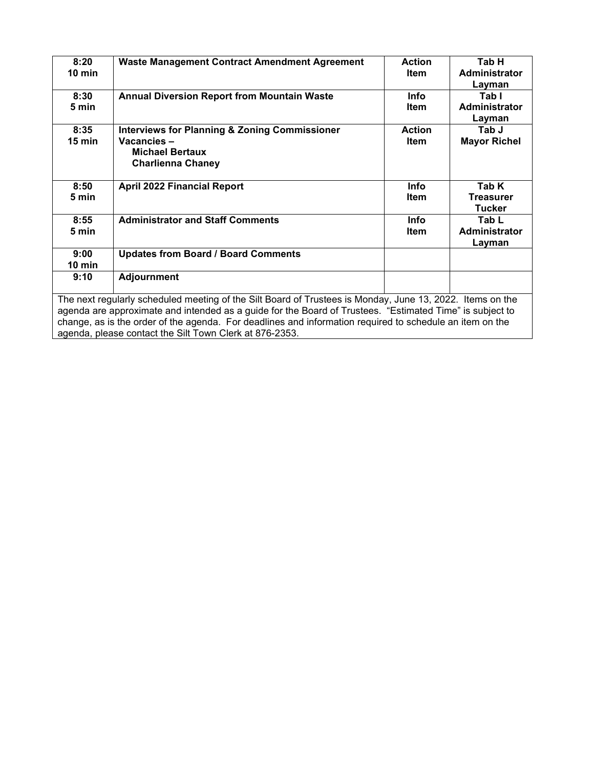| | | | |
|---|---|---|---|
| **8:20**<br>**10 min** | **Waste Management Contract Amendment Agreement** | **Action Item** | **Tab H**<br>**Administrator Layman** |
| **8:30**<br>**5 min** | **Annual Diversion Report from Mountain Waste** | **Info Item** | **Tab I**<br>**Administrator Layman** |
| **8:35**<br>**15 min** | **Interviews for Planning & Zoning Commissioner Vacancies –**<br>**Michael Bertaux**<br>**Charlienna Chaney** | **Action Item** | **Tab J**<br>**Mayor Richel** |
| **8:50**<br>**5 min** | **April 2022 Financial Report** | **Info Item** | **Tab K**<br>**Treasurer Tucker** |
| **8:55**<br>**5 min** | **Administrator and Staff Comments** | **Info Item** | **Tab L**<br>**Administrator Layman** |
| **9:00**<br>**10 min** | **Updates from Board / Board Comments** | | |
| **9:10** | **Adjournment** | | |

The next regularly scheduled meeting of the Silt Board of Trustees is Monday, June 13, 2022. Items on the agenda are approximate and intended as a guide for the Board of Trustees. "Estimated Time" is subject to change, as is the order of the agenda. For deadlines and information required to schedule an item on the agenda, please contact the Silt Town Clerk at 876-2353.